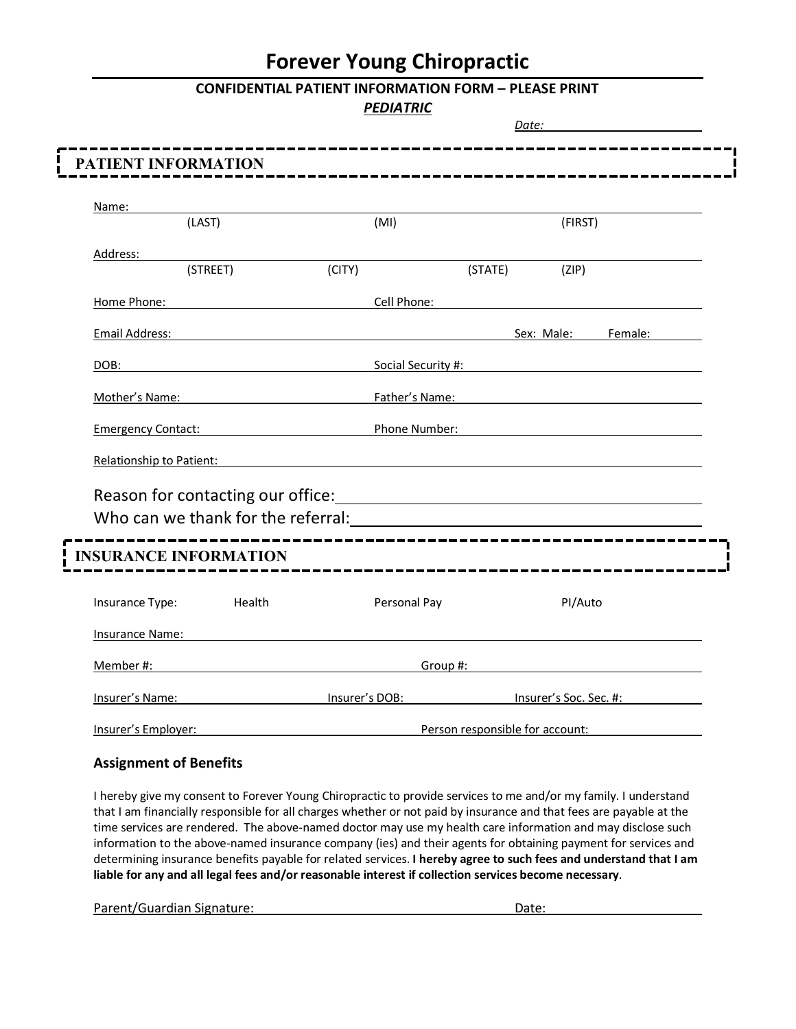# Forever Young Chiropractic

**CONFIDENTIAL PATIENT INFORMATION FORM – PLEASE PRINT**

***PEDIATRIC***

*Date:* ____________________

## PATIENT INFORMATION

Name: ______________________________________________
(LAST) (MI) (FIRST)

Address: ______________________________________________
(STREET) (CITY) (STATE) (ZIP)

Home Phone: ____________________ Cell Phone: ____________________

Email Address: ____________________ Sex: Male: ______ Female: ______

DOB: ____________________ Social Security #: ____________________

Mother's Name: ____________________ Father's Name: ____________________

Emergency Contact: ____________________ Phone Number: ____________________

Relationship to Patient: ____________________

Reason for contacting our office: ____________________

Who can we thank for the referral: ____________________

## INSURANCE INFORMATION

Insurance Type: Health Personal Pay PI/Auto

Insurance Name: ____________________

Member #: ____________________ Group #: ____________________

Insurer's Name: ____________________ Insurer's DOB: ____________________ Insurer's Soc. Sec. #: ____________________

Insurer's Employer: ____________________ Person responsible for account: ____________________

### Assignment of Benefits

I hereby give my consent to Forever Young Chiropractic to provide services to me and/or my family. I understand that I am financially responsible for all charges whether or not paid by insurance and that fees are payable at the time services are rendered. The above-named doctor may use my health care information and may disclose such information to the above-named insurance company (ies) and their agents for obtaining payment for services and determining insurance benefits payable for related services. **I hereby agree to such fees and understand that I am liable for any and all legal fees and/or reasonable interest if collection services become necessary**.

Parent/Guardian Signature: ____________________ Date: ____________________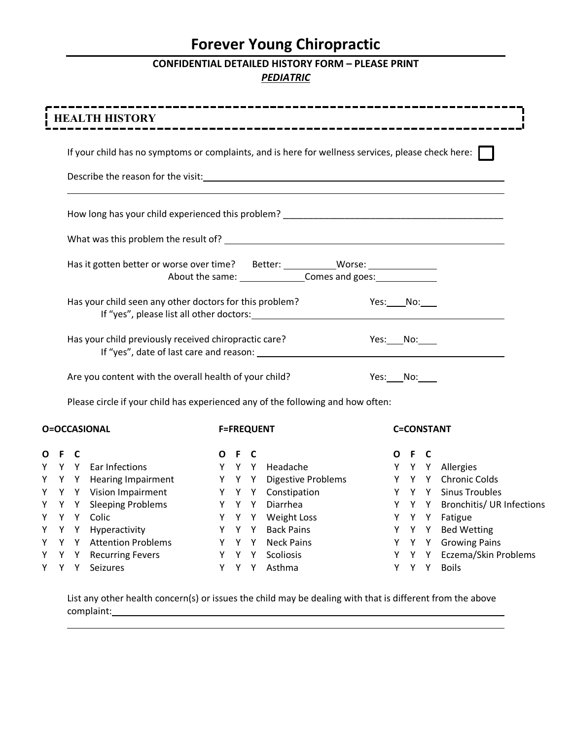# Forever Young Chiropractic

**CONFIDENTIAL DETAILED HISTORY FORM – PLEASE PRINT**

***PEDIATRIC***

## HEALTH HISTORY

If your child has no symptoms or complaints, and is here for wellness services, please check here: ☐

Describe the reason for the visit: ____________________________________________

______________________________________________________________________

How long has your child experienced this problem? ____________________________________________

What was this problem the result of? ____________________________________________

Has it gotten better or worse over time? Better: __________ Worse: _____________
About the same: ____________ Comes and goes: ____________

Has your child seen any other doctors for this problem? Yes:____ No:___
If "yes", please list all other doctors: ____________________________________________

Has your child previously received chiropractic care? Yes:___ No:____
If "yes", date of last care and reason: ____________________________________________

Are you content with the overall health of your child? Yes:___ No:____

Please circle if your child has experienced any of the following and how often:

**O=OCCASIONAL** **F=FREQUENT** **C=CONSTANT**

| O | F | C | | O | F | C | | O | F | C | |
|---|---|---|---|---|---|---|---|---|---|---|---|
| Y | Y | Y | Ear Infections | Y | Y | Y | Headache | Y | Y | Y | Allergies |
| Y | Y | Y | Hearing Impairment | Y | Y | Y | Digestive Problems | Y | Y | Y | Chronic Colds |
| Y | Y | Y | Vision Impairment | Y | Y | Y | Constipation | Y | Y | Y | Sinus Troubles |
| Y | Y | Y | Sleeping Problems | Y | Y | Y | Diarrhea | Y | Y | Y | Bronchitis/ UR Infections |
| Y | Y | Y | Colic | Y | Y | Y | Weight Loss | Y | Y | Y | Fatigue |
| Y | Y | Y | Hyperactivity | Y | Y | Y | Back Pains | Y | Y | Y | Bed Wetting |
| Y | Y | Y | Attention Problems | Y | Y | Y | Neck Pains | Y | Y | Y | Growing Pains |
| Y | Y | Y | Recurring Fevers | Y | Y | Y | Scoliosis | Y | Y | Y | Eczema/Skin Problems |
| Y | Y | Y | Seizures | Y | Y | Y | Asthma | Y | Y | Y | Boils |

List any other health concern(s) or issues the child may be dealing with that is different from the above complaint: ____________________________________________

______________________________________________________________________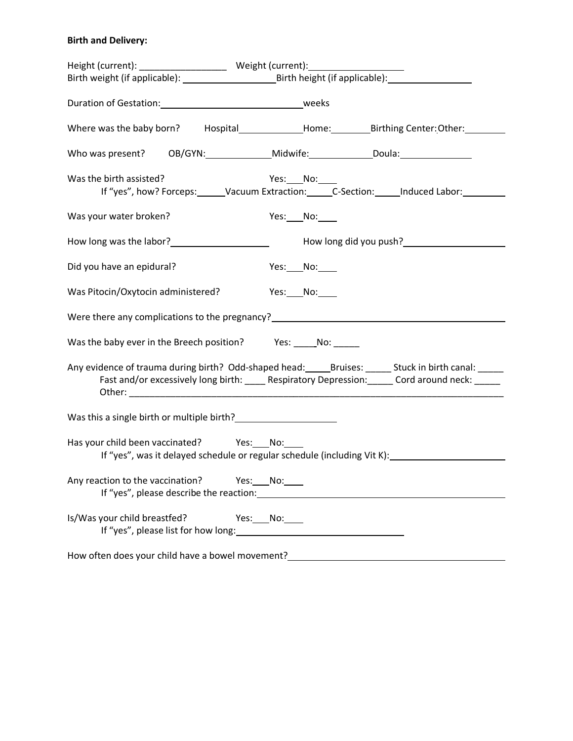**Birth and Delivery:**

Height (current): _________________ Weight (current): __________________
Birth weight (if applicable): ___________________ Birth height (if applicable): ________________

Duration of Gestation: ____________________________ weeks

Where was the baby born? Hospital ____________ Home: ________ Birthing Center: Other: ________

Who was present? OB/GYN: _____________ Midwife: ____________ Doula: _____________

Was the birth assisted? Yes: ___ No: ___
If "yes", how? Forceps: ______ Vacuum Extraction: _____ C-Section: _____ Induced Labor: _________

Was your water broken? Yes: ___ No: ___

How long was the labor? ____________________ How long did you push? ____________________

Did you have an epidural? Yes: ___ No: ___

Was Pitocin/Oxytocin administered? Yes: ___ No: ___

Were there any complications to the pregnancy? ______________________________________________

Was the baby ever in the Breech position? Yes: _____ No: _____

Any evidence of trauma during birth? Odd-shaped head: _____ Bruises: _____ Stuck in birth canal: _____
Fast and/or excessively long birth: ____ Respiratory Depression: _____ Cord around neck: _____
Other: ______________________________________________________________________________

Was this a single birth or multiple birth? ____________________

Has your child been vaccinated? Yes: ___ No: ___
If "yes", was it delayed schedule or regular schedule (including Vit K): ______________________

Any reaction to the vaccination? Yes: ___ No: ___
If "yes", please describe the reaction: _____________________________________________

Is/Was your child breastfed? Yes: ___ No: ___
If "yes", please list for how long: ___________________________________

How often does your child have a bowel movement? _______________________________________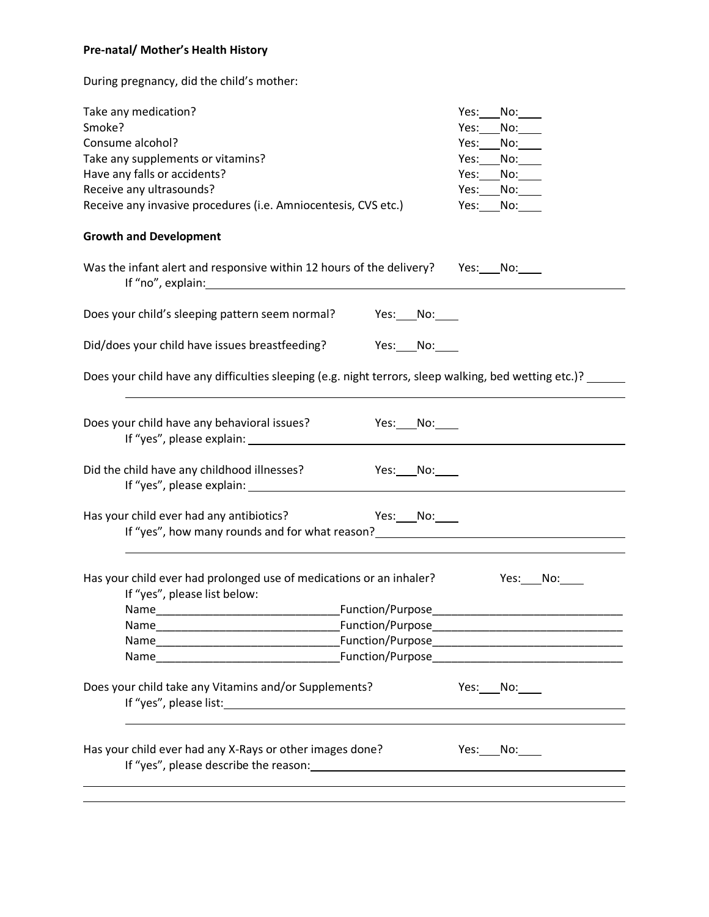**Pre-natal/ Mother's Health History**

During pregnancy, did the child's mother:

Take any medication? Yes:___No:___
Smoke? Yes:___No:___
Consume alcohol? Yes:___No:___
Take any supplements or vitamins? Yes:___No:___
Have any falls or accidents? Yes:___No:___
Receive any ultrasounds? Yes:___No:___
Receive any invasive procedures (i.e. Amniocentesis, CVS etc.) Yes:___No:___

**Growth and Development**

Was the infant alert and responsive within 12 hours of the delivery? Yes:___No:___
If "no", explain:_______________________________________________

Does your child's sleeping pattern seem normal? Yes:___No:___

Did/does your child have issues breastfeeding? Yes:___No:___

Does your child have any difficulties sleeping (e.g. night terrors, sleep walking, bed wetting etc.)? ______
_______________________________________________

Does your child have any behavioral issues? Yes:___No:___
If "yes", please explain: _______________________________________________

Did the child have any childhood illnesses? Yes:___No:___
If "yes", please explain: _______________________________________________

Has your child ever had any antibiotics? Yes:___No:___
If "yes", how many rounds and for what reason?_______________________________________________
_______________________________________________

Has your child ever had prolonged use of medications or an inhaler? Yes:___No:___
If "yes", please list below:
Name_____________________________Function/Purpose_____________________________
Name_____________________________Function/Purpose_____________________________
Name_____________________________Function/Purpose_____________________________
Name_____________________________Function/Purpose_____________________________

Does your child take any Vitamins and/or Supplements? Yes:___No:___
If "yes", please list:_______________________________________________
_______________________________________________

Has your child ever had any X-Rays or other images done? Yes:___No:___
If "yes", please describe the reason:_______________________________________________
_______________________________________________
_______________________________________________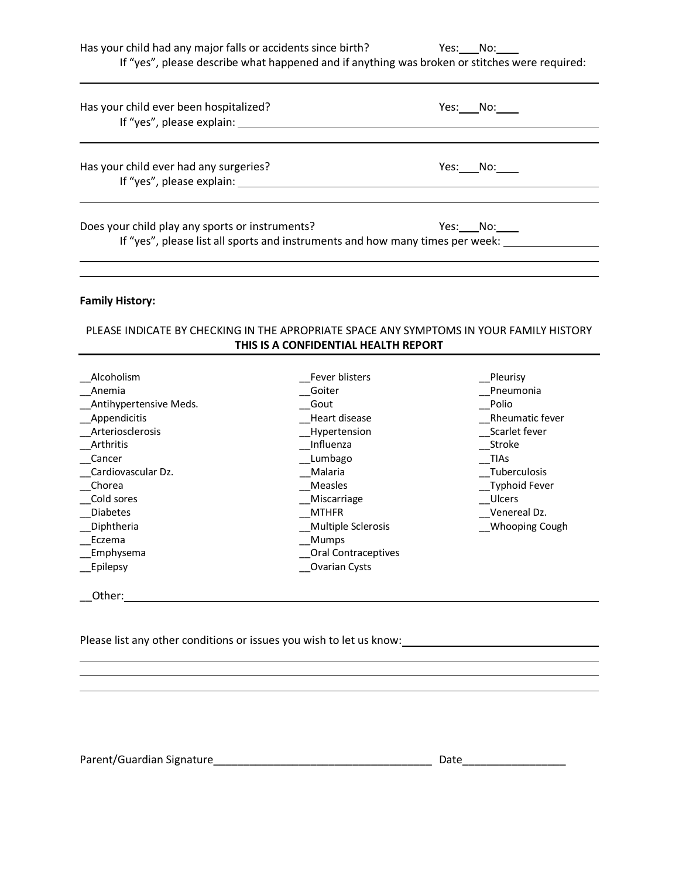Has your child had any major falls or accidents since birth? Yes:___ No:___

If "yes", please describe what happened and if anything was broken or stitches were required:

___

Has your child ever been hospitalized? Yes:___ No:___

If "yes", please explain: ___

___

Has your child ever had any surgeries? Yes:___ No:___

If "yes", please explain: ___

___

Does your child play any sports or instruments? Yes:___ No:___

If "yes", please list all sports and instruments and how many times per week: ___

___

___

**Family History:**

PLEASE INDICATE BY CHECKING IN THE APROPRIATE SPACE ANY SYMPTOMS IN YOUR FAMILY HISTORY

**THIS IS A CONFIDENTIAL HEALTH REPORT**

__Alcoholism
__Anemia
__Antihypertensive Meds.
__Appendicitis
__Arteriosclerosis
__Arthritis
__Cancer
__Cardiovascular Dz.
__Chorea
__Cold sores
__Diabetes
__Diphtheria
__Eczema
__Emphysema
__Epilepsy

__Fever blisters
__Goiter
__Gout
__Heart disease
__Hypertension
__Influenza
__Lumbago
__Malaria
__Measles
__Miscarriage
__MTHFR
__Multiple Sclerosis
__Mumps
__Oral Contraceptives
__Ovarian Cysts

__Pleurisy
__Pneumonia
__Polio
__Rheumatic fever
__Scarlet fever
__Stroke
__TIAs
__Tuberculosis
__Typhoid Fever
__Ulcers
__Venereal Dz.
__Whooping Cough

__Other: ___

Please list any other conditions or issues you wish to let us know: ___

___

___

___

Parent/Guardian Signature___________________________________ Date_______________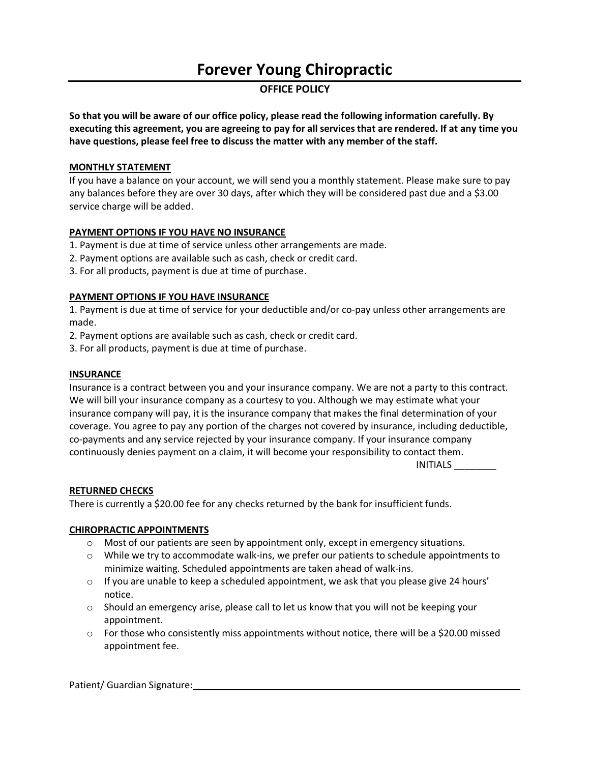# Forever Young Chiropractic

## OFFICE POLICY

**So that you will be aware of our office policy, please read the following information carefully. By executing this agreement, you are agreeing to pay for all services that are rendered. If at any time you have questions, please feel free to discuss the matter with any member of the staff.**

**MONTHLY STATEMENT**

If you have a balance on your account, we will send you a monthly statement. Please make sure to pay any balances before they are over 30 days, after which they will be considered past due and a $3.00 service charge will be added.

**PAYMENT OPTIONS IF YOU HAVE NO INSURANCE**

1. Payment is due at time of service unless other arrangements are made.
2. Payment options are available such as cash, check or credit card.
3. For all products, payment is due at time of purchase.

**PAYMENT OPTIONS IF YOU HAVE INSURANCE**

1. Payment is due at time of service for your deductible and/or co-pay unless other arrangements are made.
2. Payment options are available such as cash, check or credit card.
3. For all products, payment is due at time of purchase.

**INSURANCE**

Insurance is a contract between you and your insurance company. We are not a party to this contract. We will bill your insurance company as a courtesy to you. Although we may estimate what your insurance company will pay, it is the insurance company that makes the final determination of your coverage. You agree to pay any portion of the charges not covered by insurance, including deductible, co-payments and any service rejected by your insurance company. If your insurance company continuously denies payment on a claim, it will become your responsibility to contact them.

INITIALS ________

**RETURNED CHECKS**

There is currently a $20.00 fee for any checks returned by the bank for insufficient funds.

**CHIROPRACTIC APPOINTMENTS**

- Most of our patients are seen by appointment only, except in emergency situations.
- While we try to accommodate walk-ins, we prefer our patients to schedule appointments to minimize waiting. Scheduled appointments are taken ahead of walk-ins.
- If you are unable to keep a scheduled appointment, we ask that you please give 24 hours' notice.
- Should an emergency arise, please call to let us know that you will not be keeping your appointment.
- For those who consistently miss appointments without notice, there will be a $20.00 missed appointment fee.

Patient/ Guardian Signature: ______________________________________________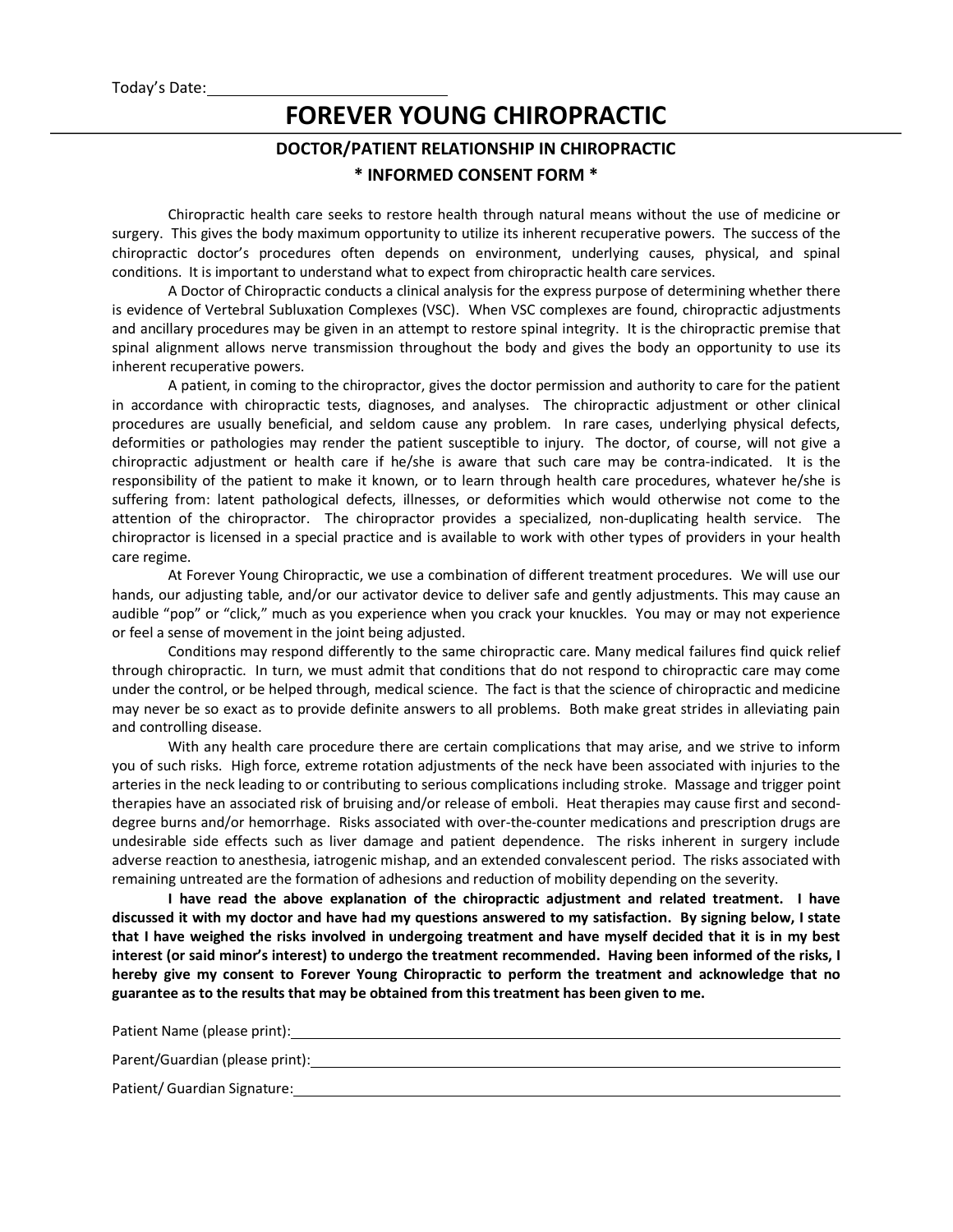Today's Date: ___________________________

# FOREVER YOUNG CHIROPRACTIC

## DOCTOR/PATIENT RELATIONSHIP IN CHIROPRACTIC

## * INFORMED CONSENT FORM *

Chiropractic health care seeks to restore health through natural means without the use of medicine or surgery. This gives the body maximum opportunity to utilize its inherent recuperative powers. The success of the chiropractic doctor's procedures often depends on environment, underlying causes, physical, and spinal conditions. It is important to understand what to expect from chiropractic health care services.

A Doctor of Chiropractic conducts a clinical analysis for the express purpose of determining whether there is evidence of Vertebral Subluxation Complexes (VSC). When VSC complexes are found, chiropractic adjustments and ancillary procedures may be given in an attempt to restore spinal integrity. It is the chiropractic premise that spinal alignment allows nerve transmission throughout the body and gives the body an opportunity to use its inherent recuperative powers.

A patient, in coming to the chiropractor, gives the doctor permission and authority to care for the patient in accordance with chiropractic tests, diagnoses, and analyses. The chiropractic adjustment or other clinical procedures are usually beneficial, and seldom cause any problem. In rare cases, underlying physical defects, deformities or pathologies may render the patient susceptible to injury. The doctor, of course, will not give a chiropractic adjustment or health care if he/she is aware that such care may be contra-indicated. It is the responsibility of the patient to make it known, or to learn through health care procedures, whatever he/she is suffering from: latent pathological defects, illnesses, or deformities which would otherwise not come to the attention of the chiropractor. The chiropractor provides a specialized, non-duplicating health service. The chiropractor is licensed in a special practice and is available to work with other types of providers in your health care regime.

At Forever Young Chiropractic, we use a combination of different treatment procedures. We will use our hands, our adjusting table, and/or our activator device to deliver safe and gently adjustments. This may cause an audible "pop" or "click," much as you experience when you crack your knuckles. You may or may not experience or feel a sense of movement in the joint being adjusted.

Conditions may respond differently to the same chiropractic care. Many medical failures find quick relief through chiropractic. In turn, we must admit that conditions that do not respond to chiropractic care may come under the control, or be helped through, medical science. The fact is that the science of chiropractic and medicine may never be so exact as to provide definite answers to all problems. Both make great strides in alleviating pain and controlling disease.

With any health care procedure there are certain complications that may arise, and we strive to inform you of such risks. High force, extreme rotation adjustments of the neck have been associated with injuries to the arteries in the neck leading to or contributing to serious complications including stroke. Massage and trigger point therapies have an associated risk of bruising and/or release of emboli. Heat therapies may cause first and second-degree burns and/or hemorrhage. Risks associated with over-the-counter medications and prescription drugs are undesirable side effects such as liver damage and patient dependence. The risks inherent in surgery include adverse reaction to anesthesia, iatrogenic mishap, and an extended convalescent period. The risks associated with remaining untreated are the formation of adhesions and reduction of mobility depending on the severity.

**I have read the above explanation of the chiropractic adjustment and related treatment. I have discussed it with my doctor and have had my questions answered to my satisfaction. By signing below, I state that I have weighed the risks involved in undergoing treatment and have myself decided that it is in my best interest (or said minor's interest) to undergo the treatment recommended. Having been informed of the risks, I hereby give my consent to Forever Young Chiropractic to perform the treatment and acknowledge that no guarantee as to the results that may be obtained from this treatment has been given to me.**

Patient Name (please print): ___________________________

Parent/Guardian (please print): ___________________________

Patient/ Guardian Signature: ___________________________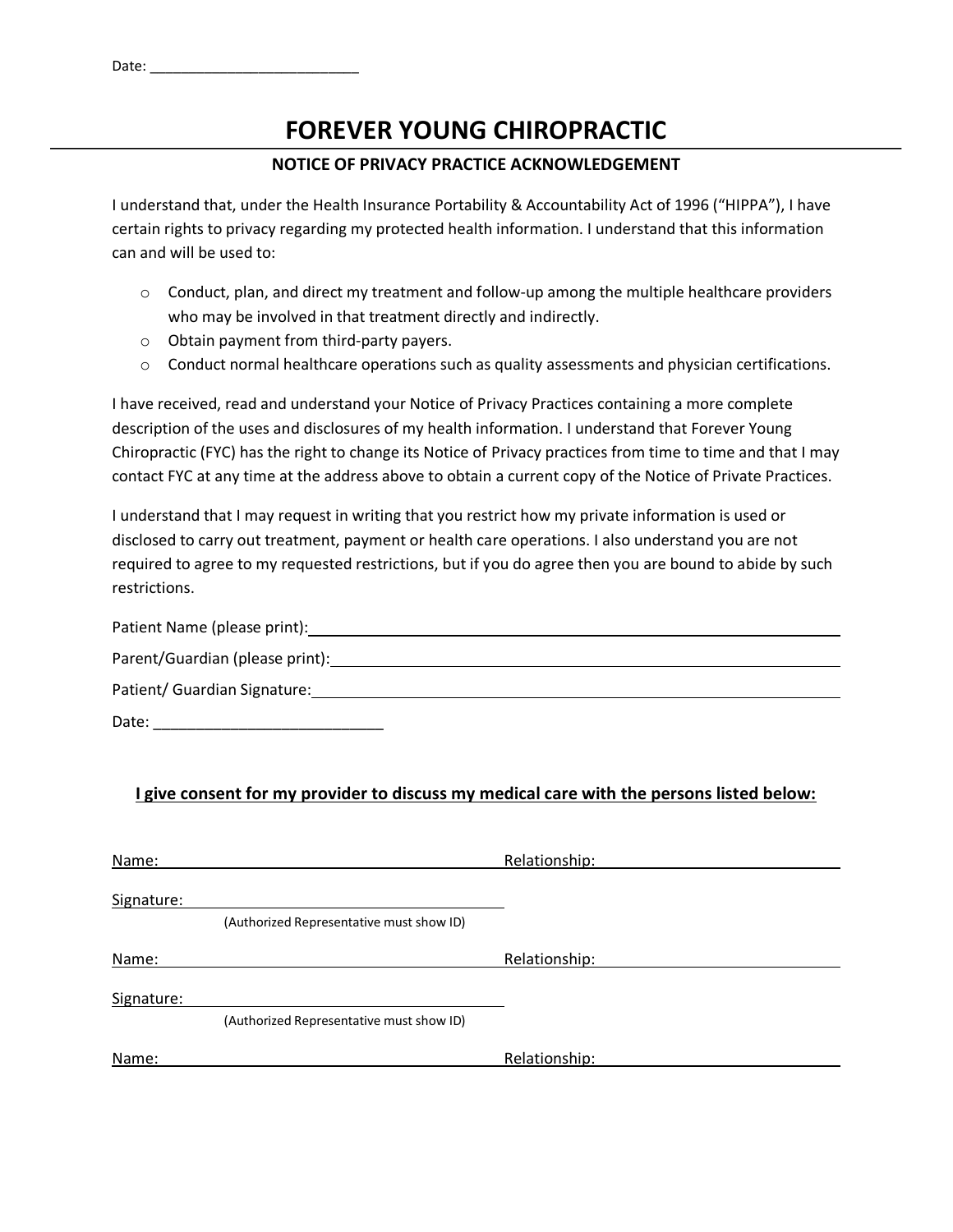Date: ___________________________

# FOREVER YOUNG CHIROPRACTIC

## NOTICE OF PRIVACY PRACTICE ACKNOWLEDGEMENT

I understand that, under the Health Insurance Portability & Accountability Act of 1996 ("HIPPA"), I have certain rights to privacy regarding my protected health information. I understand that this information can and will be used to:

- Conduct, plan, and direct my treatment and follow-up among the multiple healthcare providers who may be involved in that treatment directly and indirectly.
- Obtain payment from third-party payers.
- Conduct normal healthcare operations such as quality assessments and physician certifications.

I have received, read and understand your Notice of Privacy Practices containing a more complete description of the uses and disclosures of my health information. I understand that Forever Young Chiropractic (FYC) has the right to change its Notice of Privacy practices from time to time and that I may contact FYC at any time at the address above to obtain a current copy of the Notice of Private Practices.

I understand that I may request in writing that you restrict how my private information is used or disclosed to carry out treatment, payment or health care operations. I also understand you are not required to agree to my requested restrictions, but if you do agree then you are bound to abide by such restrictions.

Patient Name (please print): ___________________________

Parent/Guardian (please print): ___________________________

Patient/ Guardian Signature: ___________________________

Date: ___________________________

**I give consent for my provider to discuss my medical care with the persons listed below:**

Name: ___________________________ Relationship: ___________________________

Signature: ___________________________
(Authorized Representative must show ID)

Name: ___________________________ Relationship: ___________________________

Signature: ___________________________
(Authorized Representative must show ID)

Name: ___________________________ Relationship: ___________________________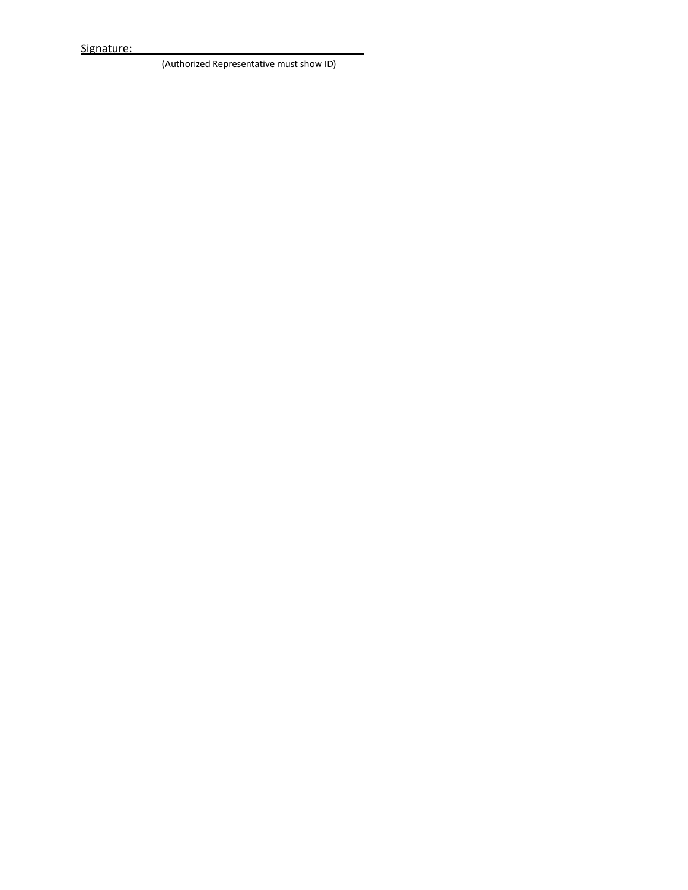Signature: ______________________________________

(Authorized Representative must show ID)